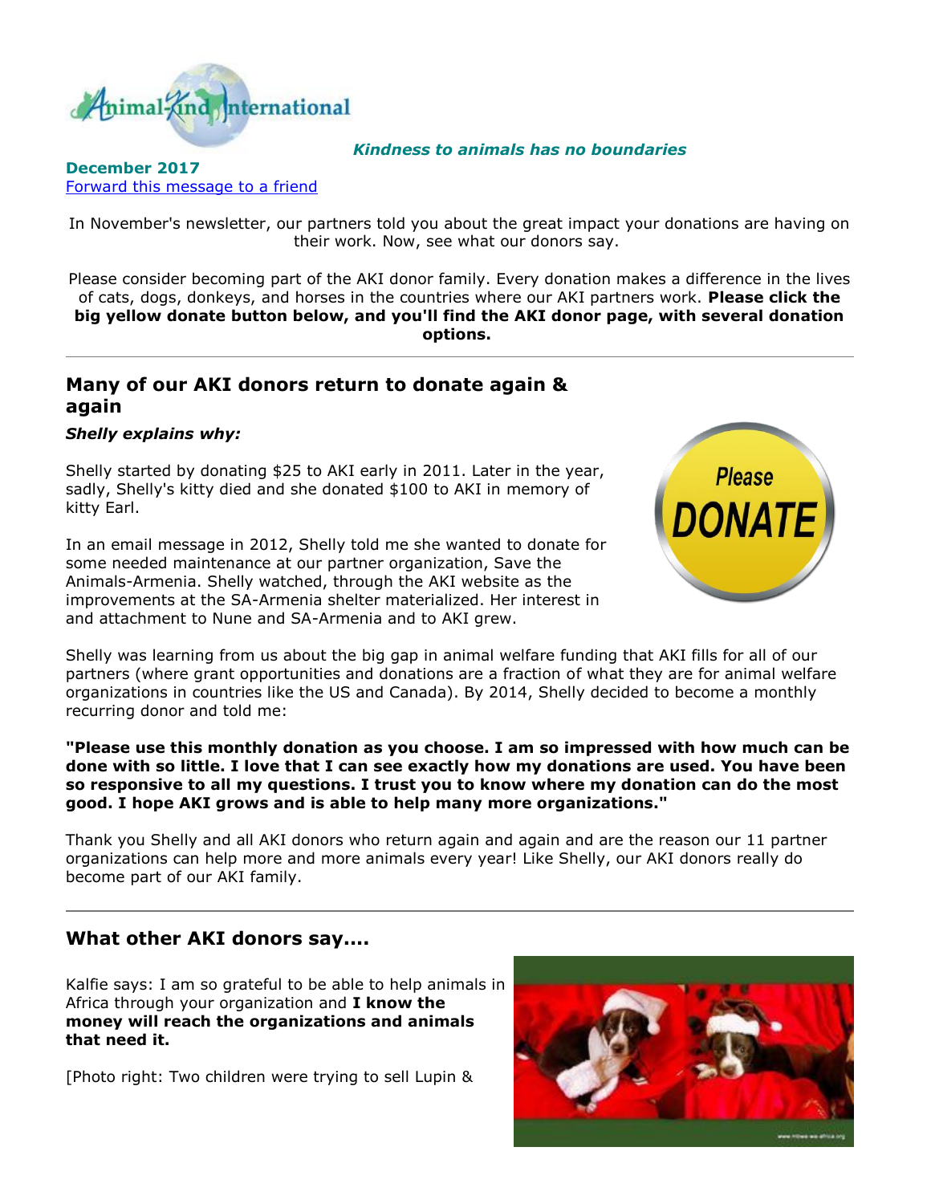Animal-Kind International

***Kindness to animals has no boundaries***

**December 2017**
[Forward this message to a friend]

In November's newsletter, our partners told you about the great impact your donations are having on their work. Now, see what our donors say.

Please consider becoming part of the AKI donor family. Every donation makes a difference in the lives of cats, dogs, donkeys, and horses in the countries where our AKI partners work. **Please click the big yellow donate button below, and you'll find the AKI donor page, with several donation options.**

---

## Many of our AKI donors return to donate again & again

***Shelly explains why:***

Shelly started by donating $25 to AKI early in 2011. Later in the year, sadly, Shelly's kitty died and she donated $100 to AKI in memory of kitty Earl.

In an email message in 2012, Shelly told me she wanted to donate for some needed maintenance at our partner organization, Save the Animals-Armenia. Shelly watched, through the AKI website as the improvements at the SA-Armenia shelter materialized. Her interest in and attachment to Nune and SA-Armenia and to AKI grew.

Shelly was learning from us about the big gap in animal welfare funding that AKI fills for all of our partners (where grant opportunities and donations are a fraction of what they are for animal welfare organizations in countries like the US and Canada). By 2014, Shelly decided to become a monthly recurring donor and told me:

**"Please use this monthly donation as you choose. I am so impressed with how much can be done with so little. I love that I can see exactly how my donations are used. You have been so responsive to all my questions. I trust you to know where my donation can do the most good. I hope AKI grows and is able to help many more organizations."**

Thank you Shelly and all AKI donors who return again and again and are the reason our 11 partner organizations can help more and more animals every year! Like Shelly, our AKI donors really do become part of our AKI family.

---

## What other AKI donors say....

Kalfie says: I am so grateful to be able to help animals in Africa through your organization and **I know the money will reach the organizations and animals that need it.**

[Photo right: Two children were trying to sell Lupin &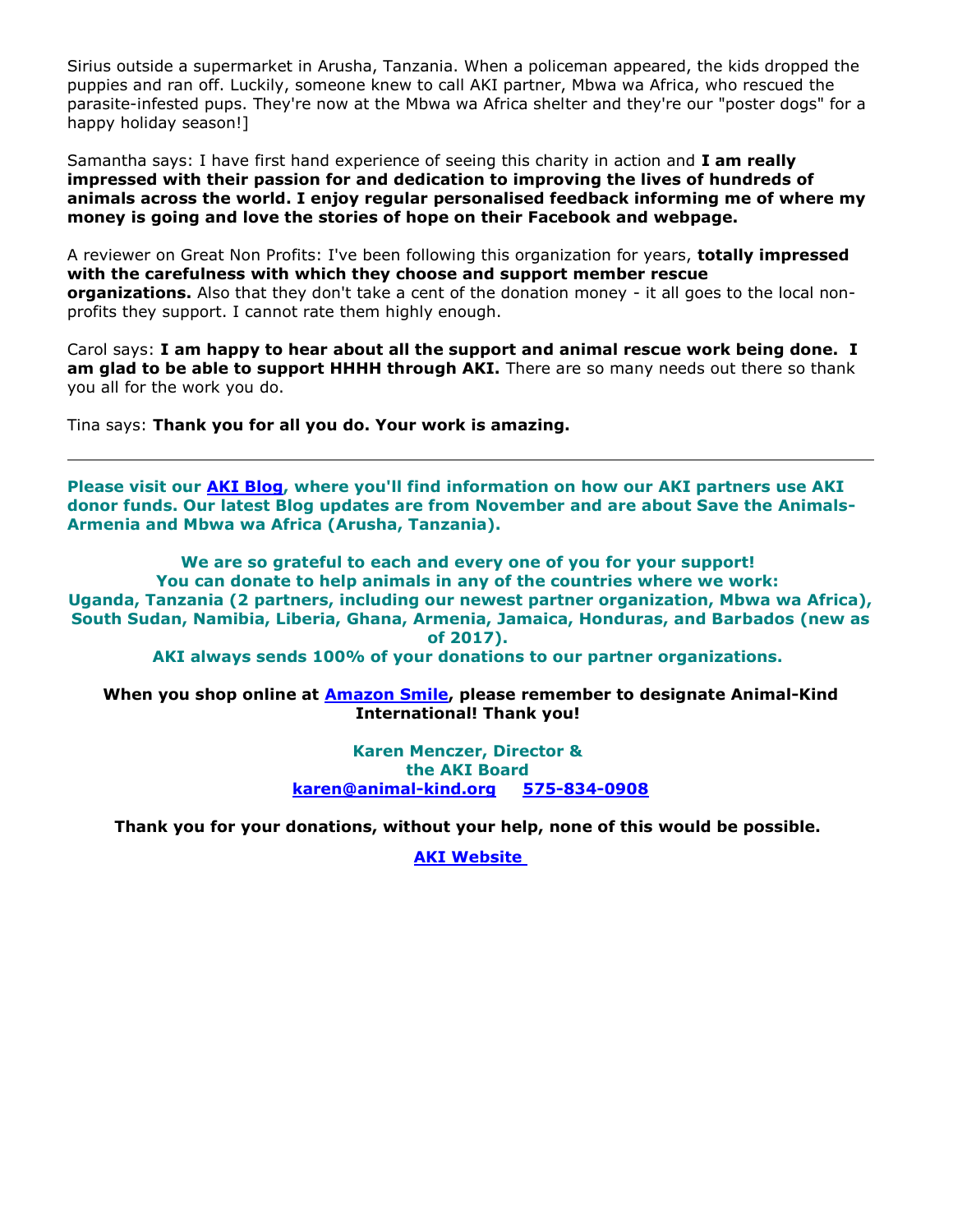Sirius outside a supermarket in Arusha, Tanzania. When a policeman appeared, the kids dropped the puppies and ran off. Luckily, someone knew to call AKI partner, Mbwa wa Africa, who rescued the parasite-infested pups. They're now at the Mbwa wa Africa shelter and they're our "poster dogs" for a happy holiday season!]

Samantha says: I have first hand experience of seeing this charity in action and **I am really impressed with their passion for and dedication to improving the lives of hundreds of animals across the world. I enjoy regular personalised feedback informing me of where my money is going and love the stories of hope on their Facebook and webpage.**

A reviewer on Great Non Profits: I've been following this organization for years, **totally impressed with the carefulness with which they choose and support member rescue organizations.** Also that they don't take a cent of the donation money - it all goes to the local non-profits they support. I cannot rate them highly enough.

Carol says: **I am happy to hear about all the support and animal rescue work being done. I am glad to be able to support HHHH through AKI.** There are so many needs out there so thank you all for the work you do.

Tina says: **Thank you for all you do. Your work is amazing.**

---

**Please visit our AKI Blog, where you'll find information on how our AKI partners use AKI donor funds. Our latest Blog updates are from November and are about Save the Animals-Armenia and Mbwa wa Africa (Arusha, Tanzania).**

**We are so grateful to each and every one of you for your support!**
**You can donate to help animals in any of the countries where we work:**
**Uganda, Tanzania (2 partners, including our newest partner organization, Mbwa wa Africa), South Sudan, Namibia, Liberia, Ghana, Armenia, Jamaica, Honduras, and Barbados (new as of 2017).**
**AKI always sends 100% of your donations to our partner organizations.**

**When you shop online at Amazon Smile, please remember to designate Animal-Kind International! Thank you!**

**Karen Menczer, Director &**
**the AKI Board**
**karen@animal-kind.org 575-834-0908**

**Thank you for your donations, without your help, none of this would be possible.**

**AKI Website**